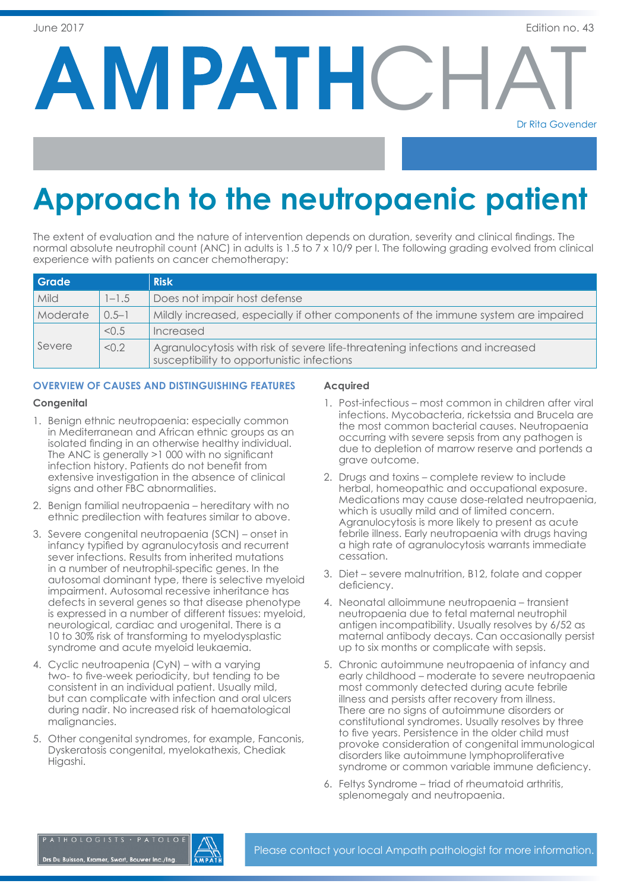June 2017 Edition no. 43

# AMPATHCHAT

Dr Rita Govender

# Approach to the neutropaenic patient

The extent of evaluation and the nature of intervention depends on duration, severity and clinical findings. The normal absolute neutrophil count (ANC) in adults is 1.5 to 7 x 10/9 per l. The following grading evolved from clinical experience with patients on cancer chemotherapy:

| Grade | | Risk |
|---|---|---|
| Mild | 1–1.5 | Does not impair host defense |
| Moderate | 0.5–1 | Mildly increased, especially if other components of the immune system are impaired |
| Severe | <0.5 | Increased |
| | <0.2 | Agranulocytosis with risk of severe life-threatening infections and increased susceptibility to opportunistic infections |

## OVERVIEW OF CAUSES AND DISTINGUISHING FEATURES

### Congenital

1. Benign ethnic neutropaenia: especially common in Mediterranean and African ethnic groups as an isolated finding in an otherwise healthy individual. The ANC is generally >1 000 with no significant infection history. Patients do not benefit from extensive investigation in the absence of clinical signs and other FBC abnormalities.
2. Benign familial neutropaenia – hereditary with no ethnic predilection with features similar to above.
3. Severe congenital neutropaenia (SCN) – onset in infancy typified by agranulocytosis and recurrent sever infections. Results from inherited mutations in a number of neutrophil-specific genes. In the autosomal dominant type, there is selective myeloid impairment. Autosomal recessive inheritance has defects in several genes so that disease phenotype is expressed in a number of different tissues: myeloid, neurological, cardiac and urogenital. There is a 10 to 30% risk of transforming to myelodysplastic syndrome and acute myeloid leukaemia.
4. Cyclic neutroapenia (CyN) – with a varying two- to five-week periodicity, but tending to be consistent in an individual patient. Usually mild, but can complicate with infection and oral ulcers during nadir. No increased risk of haematological malignancies.
5. Other congenital syndromes, for example, Fanconis, Dyskeratosis congenital, myelokathexis, Chediak Higashi.

### Acquired

1. Post-infectious – most common in children after viral infections. Mycobacteria, ricketssia and Brucela are the most common bacterial causes. Neutropaenia occurring with severe sepsis from any pathogen is due to depletion of marrow reserve and portends a grave outcome.
2. Drugs and toxins – complete review to include herbal, homeopathic and occupational exposure. Medications may cause dose-related neutropaenia, which is usually mild and of limited concern. Agranulocytosis is more likely to present as acute febrile illness. Early neutropaenia with drugs having a high rate of agranulocytosis warrants immediate cessation.
3. Diet – severe malnutrition, B12, folate and copper deficiency.
4. Neonatal alloimmune neutropaenia – transient neutropaenia due to fetal maternal neutrophil antigen incompatibility. Usually resolves by 6/52 as maternal antibody decays. Can occasionally persist up to six months or complicate with sepsis.
5. Chronic autoimmune neutropaenia of infancy and early childhood – moderate to severe neutropaenia most commonly detected during acute febrile illness and persists after recovery from illness. There are no signs of autoimmune disorders or constitutional syndromes. Usually resolves by three to five years. Persistence in the older child must provoke consideration of congenital immunological disorders like autoimmune lymphoproliferative syndrome or common variable immune deficiency.
6. Feltys Syndrome – triad of rheumatoid arthritis, splenomegaly and neutropaenia.

PATHOLOGISTS · PATOLOE
Drs Du Buisson, Kramer, Swart, Bouwer Inc./Ing.
AMPATH

Please contact your local Ampath pathologist for more information.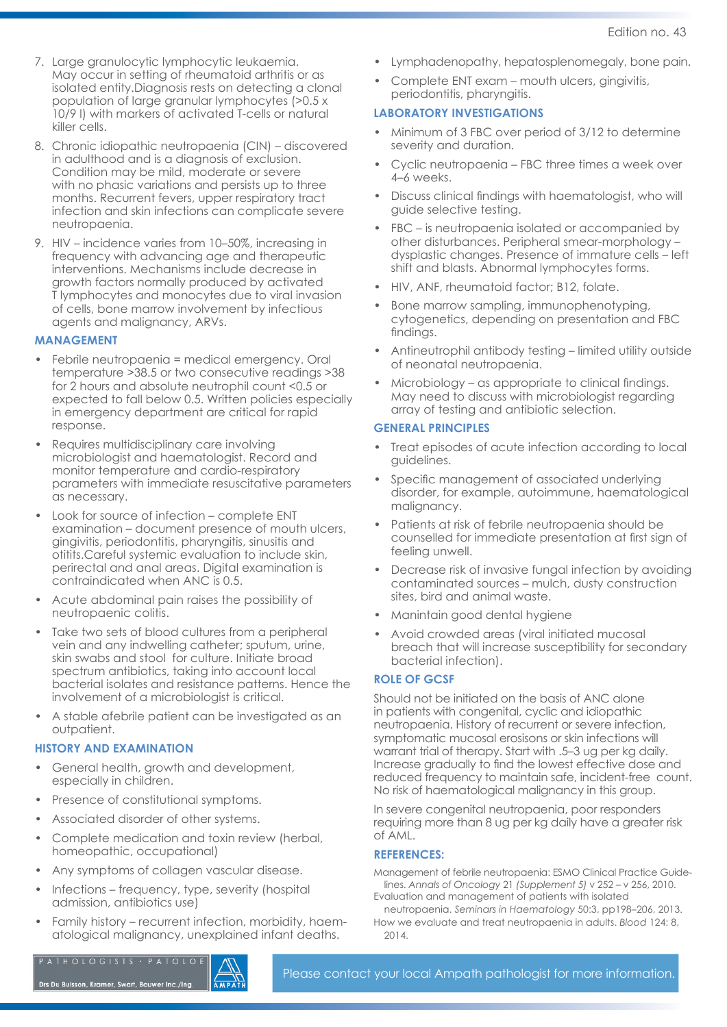7. Large granulocytic lymphocytic leukaemia. May occur in setting of rheumatoid arthritis or as isolated entity.Diagnosis rests on detecting a clonal population of large granular lymphocytes (>0.5 x 10/9 l) with markers of activated T-cells or natural killer cells.
8. Chronic idiopathic neutropaenia (CIN) – discovered in adulthood and is a diagnosis of exclusion. Condition may be mild, moderate or severe with no phasic variations and persists up to three months. Recurrent fevers, upper respiratory tract infection and skin infections can complicate severe neutropaenia.
9. HIV – incidence varies from 10–50%, increasing in frequency with advancing age and therapeutic interventions. Mechanisms include decrease in growth factors normally produced by activated T lymphocytes and monocytes due to viral invasion of cells, bone marrow involvement by infectious agents and malignancy, ARVs.

## MANAGEMENT

- Febrile neutropaenia = medical emergency. Oral temperature >38.5 or two consecutive readings >38 for 2 hours and absolute neutrophil count <0.5 or expected to fall below 0.5. Written policies especially in emergency department are critical for rapid response.
- Requires multidisciplinary care involving microbiologist and haematologist. Record and monitor temperature and cardio-respiratory parameters with immediate resuscitative parameters as necessary.
- Look for source of infection – complete ENT examination – document presence of mouth ulcers, gingivitis, periodontitis, pharyngitis, sinusitis and otitis.Careful systemic evaluation to include skin, perirectal and anal areas. Digital examination is contraindicated when ANC is 0.5.
- Acute abdominal pain raises the possibility of neutropaenic colitis.
- Take two sets of blood cultures from a peripheral vein and any indwelling catheter; sputum, urine, skin swabs and stool for culture. Initiate broad spectrum antibiotics, taking into account local bacterial isolates and resistance patterns. Hence the involvement of a microbiologist is critical.
- A stable afebrile patient can be investigated as an outpatient.

## HISTORY AND EXAMINATION

- General health, growth and development, especially in children.
- Presence of constitutional symptoms.
- Associated disorder of other systems.
- Complete medication and toxin review (herbal, homeopathic, occupational)
- Any symptoms of collagen vascular disease.
- Infections – frequency, type, severity (hospital admission, antibiotics use)
- Family history – recurrent infection, morbidity, haematological malignancy, unexplained infant deaths.
- Lymphadenopathy, hepatosplenomegaly, bone pain.
- Complete ENT exam – mouth ulcers, gingivitis, periodontitis, pharyngitis.

## LABORATORY INVESTIGATIONS

- Minimum of 3 FBC over period of 3/12 to determine severity and duration.
- Cyclic neutropaenia – FBC three times a week over 4–6 weeks.
- Discuss clinical findings with haematologist, who will guide selective testing.
- FBC – is neutropaenia isolated or accompanied by other disturbances. Peripheral smear-morphology – dysplastic changes. Presence of immature cells – left shift and blasts. Abnormal lymphocytes forms.
- HIV, ANF, rheumatoid factor; B12, folate.
- Bone marrow sampling, immunophenotyping, cytogenetics, depending on presentation and FBC findings.
- Antineutrophil antibody testing – limited utility outside of neonatal neutropaenia.
- Microbiology – as appropriate to clinical findings. May need to discuss with microbiologist regarding array of testing and antibiotic selection.

## GENERAL PRINCIPLES

- Treat episodes of acute infection according to local guidelines.
- Specific management of associated underlying disorder, for example, autoimmune, haematological malignancy.
- Patients at risk of febrile neutropaenia should be counselled for immediate presentation at first sign of feeling unwell.
- Decrease risk of invasive fungal infection by avoiding contaminated sources – mulch, dusty construction sites, bird and animal waste.
- Manintain good dental hygiene
- Avoid crowded areas (viral initiated mucosal breach that will increase susceptibility for secondary bacterial infection).

## ROLE OF GCSF

Should not be initiated on the basis of ANC alone in patients with congenital, cyclic and idiopathic neutropaenia. History of recurrent or severe infection, symptomatic mucosal erosisons or skin infections will warrant trial of therapy. Start with .5–3 ug per kg daily. Increase gradually to find the lowest effective dose and reduced frequency to maintain safe, incident-free count. No risk of haematological malignancy in this group.

In severe congenital neutropaenia, poor responders requiring more than 8 ug per kg daily have a greater risk of AML.

## REFERENCES:

Management of febrile neutropaenia: ESMO Clinical Practice Guidelines. *Annals of Oncology* 21 *(Supplement 5)* v 252 – v 256, 2010.

Evaluation and management of patients with isolated neutropaenia. *Seminars in Haematology* 50:3, pp198–206, 2013.

How we evaluate and treat neutropaenia in adults. *Blood* 124: 8, 2014.

Please contact your local Ampath pathologist for more information.